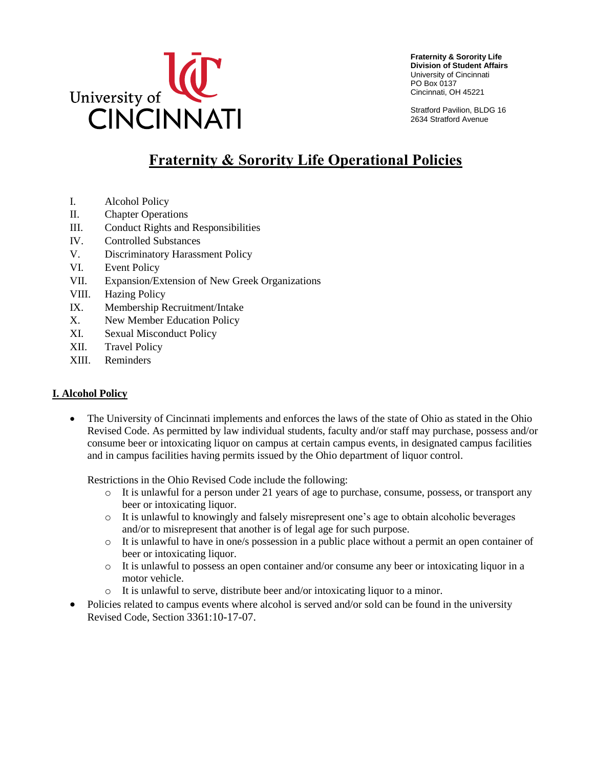**Fraternity & Sorority Life**
**Division of Student Affairs**
University of Cincinnati
PO Box 0137
Cincinnati, OH 45221

Stratford Pavilion, BLDG 16
2634 Stratford Avenue

# Fraternity & Sorority Life Operational Policies

I. Alcohol Policy
II. Chapter Operations
III. Conduct Rights and Responsibilities
IV. Controlled Substances
V. Discriminatory Harassment Policy
VI. Event Policy
VII. Expansion/Extension of New Greek Organizations
VIII. Hazing Policy
IX. Membership Recruitment/Intake
X. New Member Education Policy
XI. Sexual Misconduct Policy
XII. Travel Policy
XIII. Reminders

## I. Alcohol Policy

- The University of Cincinnati implements and enforces the laws of the state of Ohio as stated in the Ohio Revised Code. As permitted by law individual students, faculty and/or staff may purchase, possess and/or consume beer or intoxicating liquor on campus at certain campus events, in designated campus facilities and in campus facilities having permits issued by the Ohio department of liquor control.

  Restrictions in the Ohio Revised Code include the following:
  - It is unlawful for a person under 21 years of age to purchase, consume, possess, or transport any beer or intoxicating liquor.
  - It is unlawful to knowingly and falsely misrepresent one's age to obtain alcoholic beverages and/or to misrepresent that another is of legal age for such purpose.
  - It is unlawful to have in one/s possession in a public place without a permit an open container of beer or intoxicating liquor.
  - It is unlawful to possess an open container and/or consume any beer or intoxicating liquor in a motor vehicle.
  - It is unlawful to serve, distribute beer and/or intoxicating liquor to a minor.
- Policies related to campus events where alcohol is served and/or sold can be found in the university Revised Code, Section 3361:10-17-07.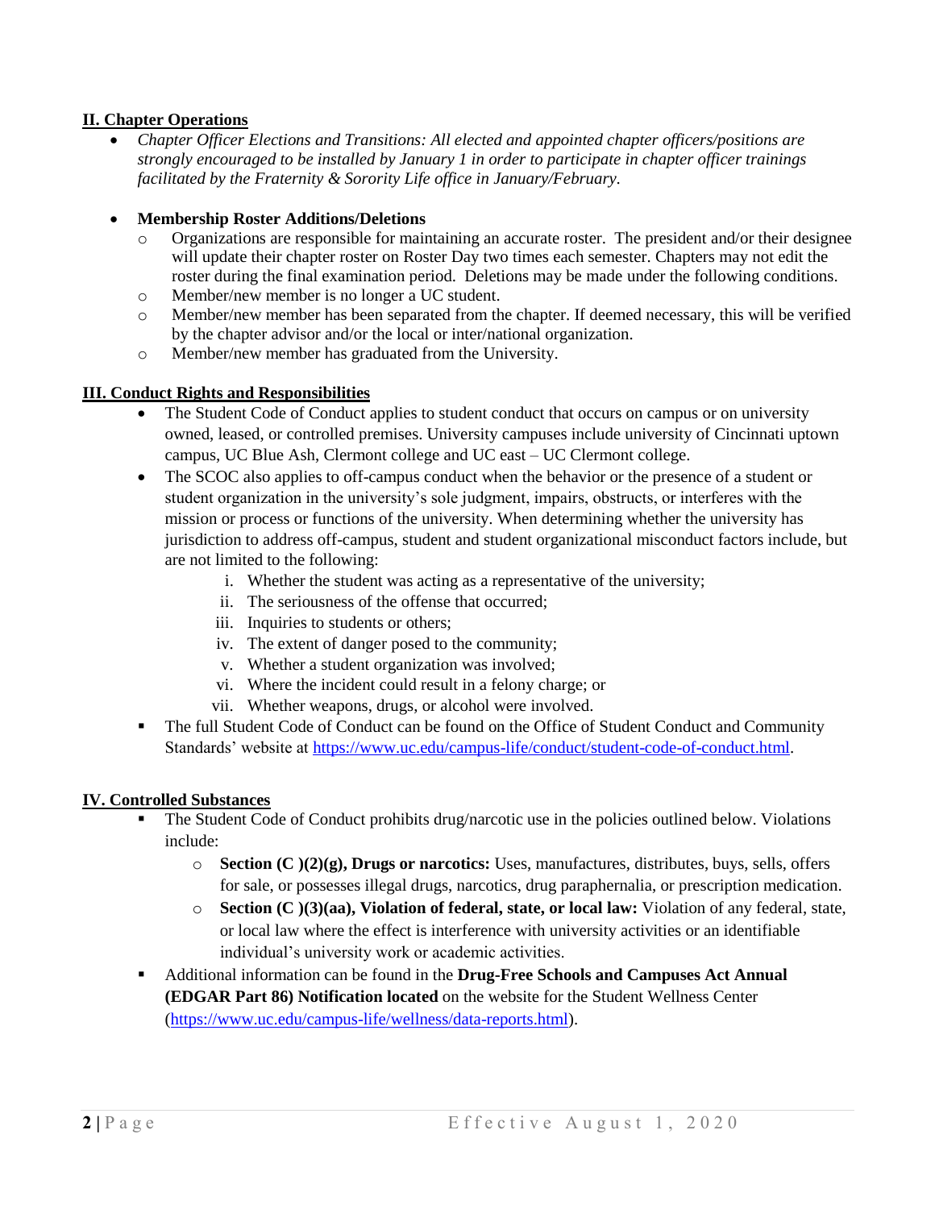## II. Chapter Operations

- *Chapter Officer Elections and Transitions: All elected and appointed chapter officers/positions are strongly encouraged to be installed by January 1 in order to participate in chapter officer trainings facilitated by the Fraternity & Sorority Life office in January/February.*

- **Membership Roster Additions/Deletions**
  - Organizations are responsible for maintaining an accurate roster. The president and/or their designee will update their chapter roster on Roster Day two times each semester. Chapters may not edit the roster during the final examination period. Deletions may be made under the following conditions.
  - Member/new member is no longer a UC student.
  - Member/new member has been separated from the chapter. If deemed necessary, this will be verified by the chapter advisor and/or the local or inter/national organization.
  - Member/new member has graduated from the University.

## III. Conduct Rights and Responsibilities

- The Student Code of Conduct applies to student conduct that occurs on campus or on university owned, leased, or controlled premises. University campuses include university of Cincinnati uptown campus, UC Blue Ash, Clermont college and UC east – UC Clermont college.
- The SCOC also applies to off-campus conduct when the behavior or the presence of a student or student organization in the university's sole judgment, impairs, obstructs, or interferes with the mission or process or functions of the university. When determining whether the university has jurisdiction to address off-campus, student and student organizational misconduct factors include, but are not limited to the following:
  1. Whether the student was acting as a representative of the university;
  2. The seriousness of the offense that occurred;
  3. Inquiries to students or others;
  4. The extent of danger posed to the community;
  5. Whether a student organization was involved;
  6. Where the incident could result in a felony charge; or
  7. Whether weapons, drugs, or alcohol were involved.
- The full Student Code of Conduct can be found on the Office of Student Conduct and Community Standards' website at https://www.uc.edu/campus-life/conduct/student-code-of-conduct.html.

## IV. Controlled Substances

- The Student Code of Conduct prohibits drug/narcotic use in the policies outlined below. Violations include:
  - **Section (C )(2)(g), Drugs or narcotics:** Uses, manufactures, distributes, buys, sells, offers for sale, or possesses illegal drugs, narcotics, drug paraphernalia, or prescription medication.
  - **Section (C )(3)(aa), Violation of federal, state, or local law:** Violation of any federal, state, or local law where the effect is interference with university activities or an identifiable individual's university work or academic activities.
- Additional information can be found in the **Drug-Free Schools and Campuses Act Annual (EDGAR Part 86) Notification located** on the website for the Student Wellness Center (https://www.uc.edu/campus-life/wellness/data-reports.html).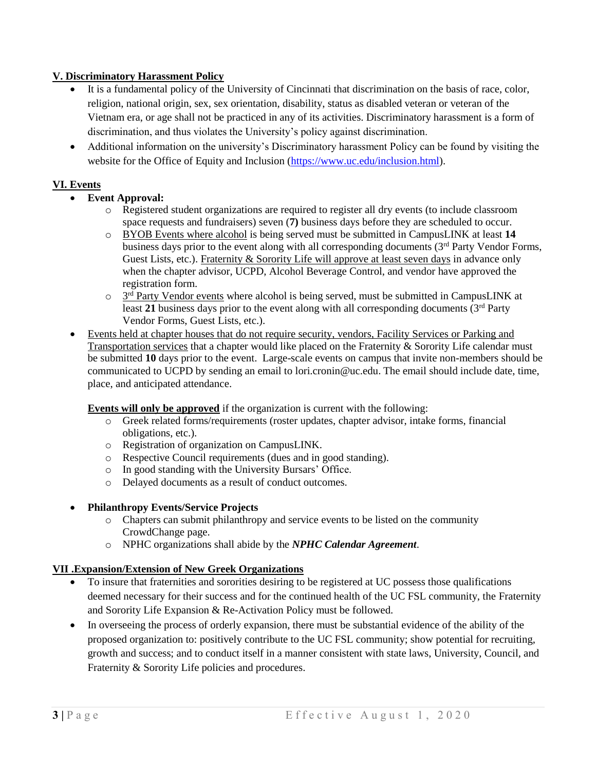## V. Discriminatory Harassment Policy

- It is a fundamental policy of the University of Cincinnati that discrimination on the basis of race, color, religion, national origin, sex, sex orientation, disability, status as disabled veteran or veteran of the Vietnam era, or age shall not be practiced in any of its activities. Discriminatory harassment is a form of discrimination, and thus violates the University's policy against discrimination.
- Additional information on the university's Discriminatory harassment Policy can be found by visiting the website for the Office of Equity and Inclusion (https://www.uc.edu/inclusion.html).

## VI. Events

- **Event Approval:**
  - Registered student organizations are required to register all dry events (to include classroom space requests and fundraisers) seven (**7)** business days before they are scheduled to occur.
  - BYOB Events where alcohol is being served must be submitted in CampusLINK at least **14** business days prior to the event along with all corresponding documents (3rd Party Vendor Forms, Guest Lists, etc.). Fraternity & Sorority Life will approve at least seven days in advance only when the chapter advisor, UCPD, Alcohol Beverage Control, and vendor have approved the registration form.
  - 3rd Party Vendor events where alcohol is being served, must be submitted in CampusLINK at least **21** business days prior to the event along with all corresponding documents (3rd Party Vendor Forms, Guest Lists, etc.).
- Events held at chapter houses that do not require security, vendors, Facility Services or Parking and Transportation services that a chapter would like placed on the Fraternity & Sorority Life calendar must be submitted **10** days prior to the event. Large-scale events on campus that invite non-members should be communicated to UCPD by sending an email to lori.cronin@uc.edu. The email should include date, time, place, and anticipated attendance.

  **Events will only be approved** if the organization is current with the following:
  - Greek related forms/requirements (roster updates, chapter advisor, intake forms, financial obligations, etc.).
  - Registration of organization on CampusLINK.
  - Respective Council requirements (dues and in good standing).
  - In good standing with the University Bursars' Office.
  - Delayed documents as a result of conduct outcomes.

- **Philanthropy Events/Service Projects**
  - Chapters can submit philanthropy and service events to be listed on the community CrowdChange page.
  - NPHC organizations shall abide by the ***NPHC Calendar Agreement***.

## VII .Expansion/Extension of New Greek Organizations

- To insure that fraternities and sororities desiring to be registered at UC possess those qualifications deemed necessary for their success and for the continued health of the UC FSL community, the Fraternity and Sorority Life Expansion & Re-Activation Policy must be followed.
- In overseeing the process of orderly expansion, there must be substantial evidence of the ability of the proposed organization to: positively contribute to the UC FSL community; show potential for recruiting, growth and success; and to conduct itself in a manner consistent with state laws, University, Council, and Fraternity & Sorority Life policies and procedures.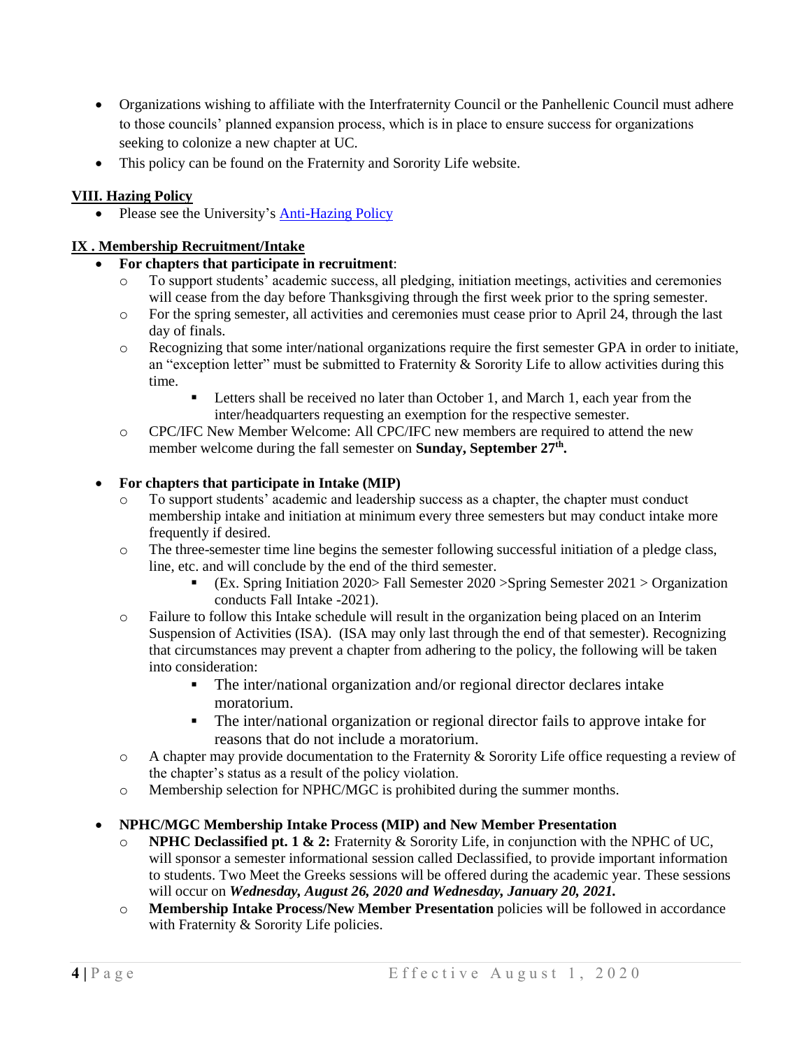- Organizations wishing to affiliate with the Interfraternity Council or the Panhellenic Council must adhere to those councils' planned expansion process, which is in place to ensure success for organizations seeking to colonize a new chapter at UC.
- This policy can be found on the Fraternity and Sorority Life website.

## VIII. Hazing Policy

- Please see the University's [Anti-Hazing Policy]()

## IX . Membership Recruitment/Intake

- **For chapters that participate in recruitment**:
  - To support students' academic success, all pledging, initiation meetings, activities and ceremonies will cease from the day before Thanksgiving through the first week prior to the spring semester.
  - For the spring semester, all activities and ceremonies must cease prior to April 24, through the last day of finals.
  - Recognizing that some inter/national organizations require the first semester GPA in order to initiate, an "exception letter" must be submitted to Fraternity & Sorority Life to allow activities during this time.
    - Letters shall be received no later than October 1, and March 1, each year from the inter/headquarters requesting an exemption for the respective semester.
  - CPC/IFC New Member Welcome: All CPC/IFC new members are required to attend the new member welcome during the fall semester on **Sunday, September 27th.**

- **For chapters that participate in Intake (MIP)**
  - To support students' academic and leadership success as a chapter, the chapter must conduct membership intake and initiation at minimum every three semesters but may conduct intake more frequently if desired.
  - The three-semester time line begins the semester following successful initiation of a pledge class, line, etc. and will conclude by the end of the third semester.
    - (Ex. Spring Initiation 2020> Fall Semester 2020 >Spring Semester 2021 > Organization conducts Fall Intake -2021).
  - Failure to follow this Intake schedule will result in the organization being placed on an Interim Suspension of Activities (ISA). (ISA may only last through the end of that semester). Recognizing that circumstances may prevent a chapter from adhering to the policy, the following will be taken into consideration:
    - The inter/national organization and/or regional director declares intake moratorium.
    - The inter/national organization or regional director fails to approve intake for reasons that do not include a moratorium.
  - A chapter may provide documentation to the Fraternity & Sorority Life office requesting a review of the chapter's status as a result of the policy violation.
  - Membership selection for NPHC/MGC is prohibited during the summer months.

- **NPHC/MGC Membership Intake Process (MIP) and New Member Presentation**
  - **NPHC Declassified pt. 1 & 2:** Fraternity & Sorority Life, in conjunction with the NPHC of UC, will sponsor a semester informational session called Declassified, to provide important information to students. Two Meet the Greeks sessions will be offered during the academic year. These sessions will occur on ***Wednesday, August 26, 2020 and Wednesday, January 20, 2021.***
  - **Membership Intake Process/New Member Presentation** policies will be followed in accordance with Fraternity & Sorority Life policies.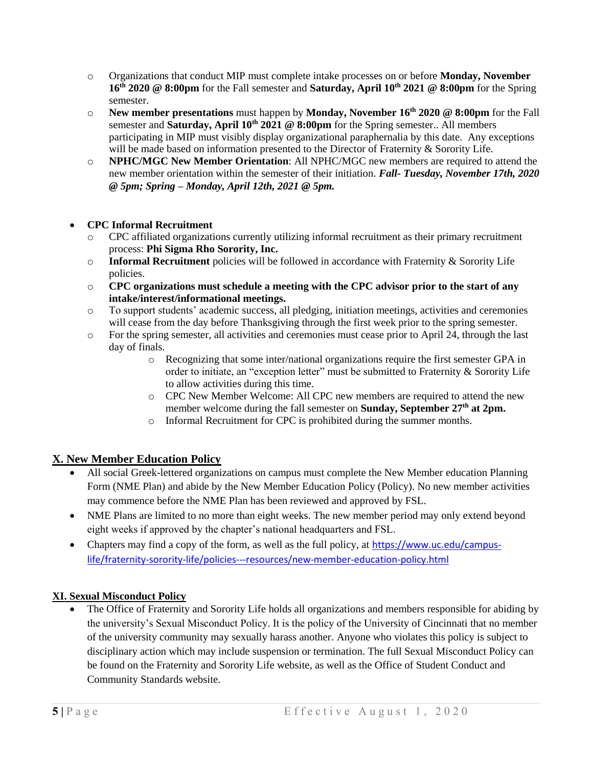- Organizations that conduct MIP must complete intake processes on or before **Monday, November 16th 2020 @ 8:00pm** for the Fall semester and **Saturday, April 10th 2021 @ 8:00pm** for the Spring semester.
- **New member presentations** must happen by **Monday, November 16th 2020 @ 8:00pm** for the Fall semester and **Saturday, April 10th 2021 @ 8:00pm** for the Spring semester.. All members participating in MIP must visibly display organizational paraphernalia by this date. Any exceptions will be made based on information presented to the Director of Fraternity & Sorority Life.
- **NPHC/MGC New Member Orientation**: All NPHC/MGC new members are required to attend the new member orientation within the semester of their initiation. ***Fall- Tuesday, November 17th, 2020 @ 5pm; Spring – Monday, April 12th, 2021 @ 5pm.***

- **CPC Informal Recruitment**
  - CPC affiliated organizations currently utilizing informal recruitment as their primary recruitment process: **Phi Sigma Rho Sorority, Inc.**
  - **Informal Recruitment** policies will be followed in accordance with Fraternity & Sorority Life policies.
  - **CPC organizations must schedule a meeting with the CPC advisor prior to the start of any intake/interest/informational meetings.**
  - To support students' academic success, all pledging, initiation meetings, activities and ceremonies will cease from the day before Thanksgiving through the first week prior to the spring semester.
  - For the spring semester, all activities and ceremonies must cease prior to April 24, through the last day of finals.
    - Recognizing that some inter/national organizations require the first semester GPA in order to initiate, an "exception letter" must be submitted to Fraternity & Sorority Life to allow activities during this time.
    - CPC New Member Welcome: All CPC new members are required to attend the new member welcome during the fall semester on **Sunday, September 27th at 2pm.**
    - Informal Recruitment for CPC is prohibited during the summer months.

## X. New Member Education Policy

- All social Greek-lettered organizations on campus must complete the New Member education Planning Form (NME Plan) and abide by the New Member Education Policy (Policy). No new member activities may commence before the NME Plan has been reviewed and approved by FSL.
- NME Plans are limited to no more than eight weeks. The new member period may only extend beyond eight weeks if approved by the chapter's national headquarters and FSL.
- Chapters may find a copy of the form, as well as the full policy, at https://www.uc.edu/campus-life/fraternity-sorority-life/policies---resources/new-member-education-policy.html

## XI. Sexual Misconduct Policy

- The Office of Fraternity and Sorority Life holds all organizations and members responsible for abiding by the university's Sexual Misconduct Policy. It is the policy of the University of Cincinnati that no member of the university community may sexually harass another. Anyone who violates this policy is subject to disciplinary action which may include suspension or termination. The full Sexual Misconduct Policy can be found on the Fraternity and Sorority Life website, as well as the Office of Student Conduct and Community Standards website.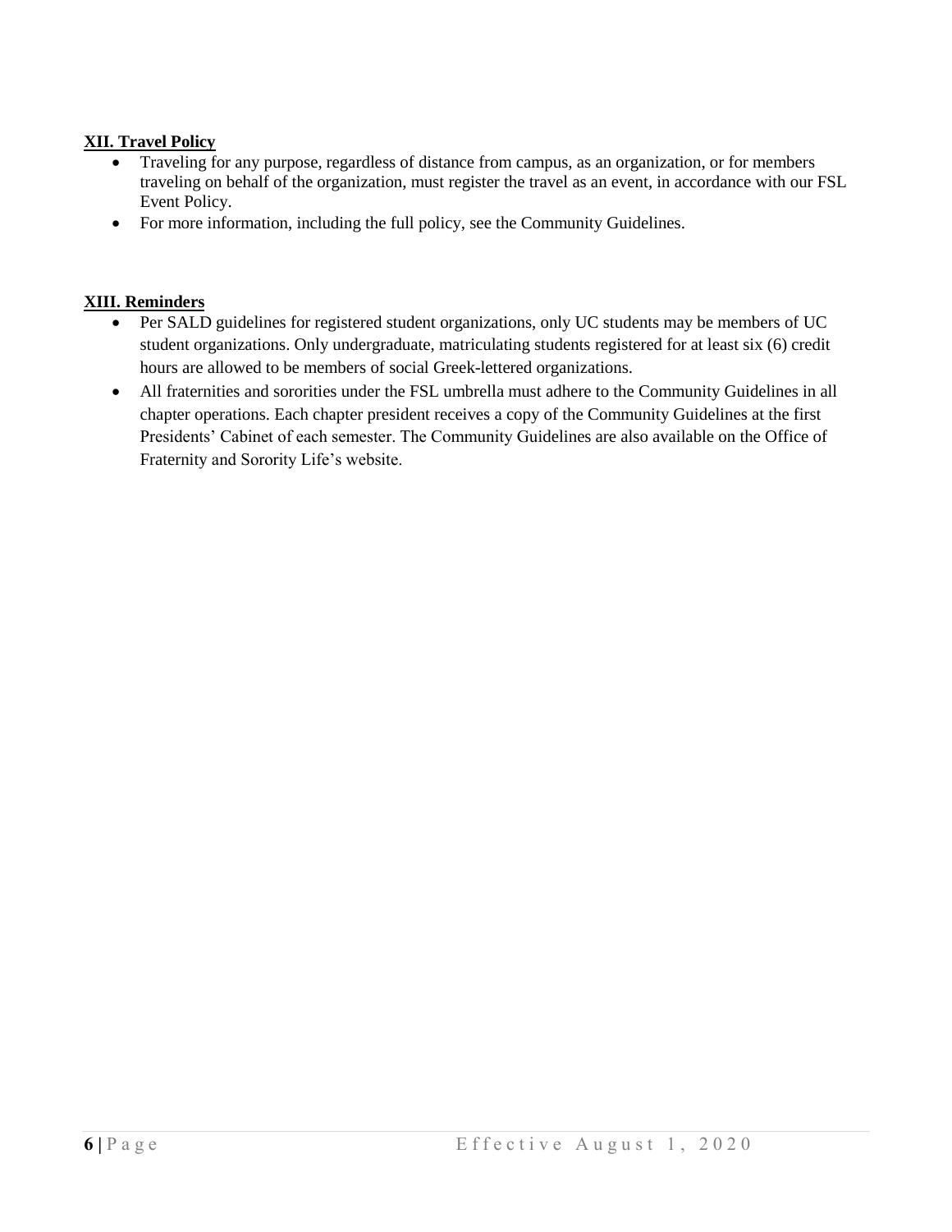**XII. Travel Policy**

- Traveling for any purpose, regardless of distance from campus, as an organization, or for members traveling on behalf of the organization, must register the travel as an event, in accordance with our FSL Event Policy.
- For more information, including the full policy, see the Community Guidelines.

**XIII. Reminders**

- Per SALD guidelines for registered student organizations, only UC students may be members of UC student organizations. Only undergraduate, matriculating students registered for at least six (6) credit hours are allowed to be members of social Greek-lettered organizations.
- All fraternities and sororities under the FSL umbrella must adhere to the Community Guidelines in all chapter operations. Each chapter president receives a copy of the Community Guidelines at the first Presidents' Cabinet of each semester. The Community Guidelines are also available on the Office of Fraternity and Sorority Life's website.